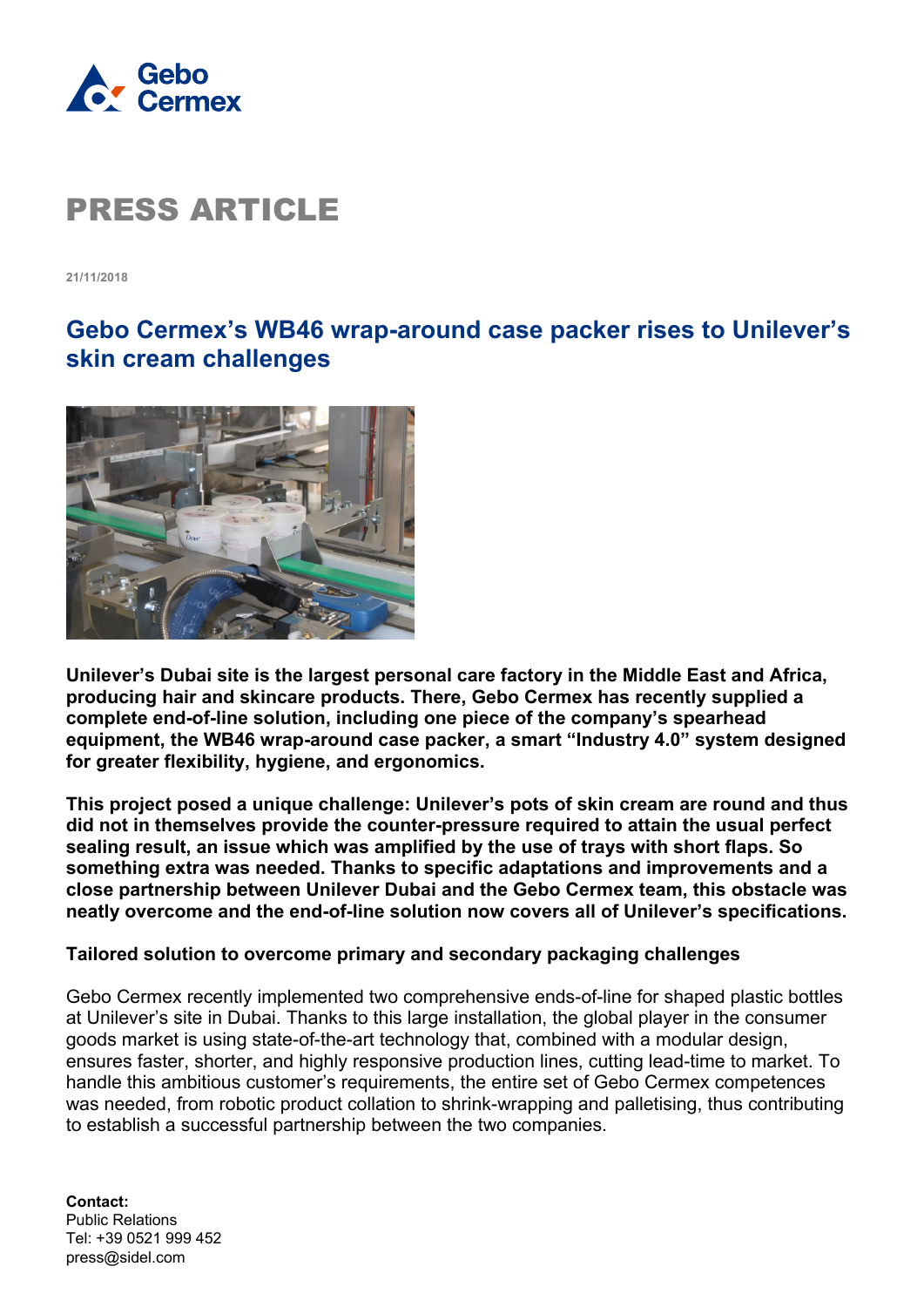Gebo Cermex

# PRESS ARTICLE

21/11/2018

## Gebo Cermex's WB46 wrap-around case packer rises to Unilever's skin cream challenges

**Unilever's Dubai site is the largest personal care factory in the Middle East and Africa, producing hair and skincare products. There, Gebo Cermex has recently supplied a complete end-of-line solution, including one piece of the company's spearhead equipment, the WB46 wrap-around case packer, a smart "Industry 4.0" system designed for greater flexibility, hygiene, and ergonomics.**

**This project posed a unique challenge: Unilever's pots of skin cream are round and thus did not in themselves provide the counter-pressure required to attain the usual perfect sealing result, an issue which was amplified by the use of trays with short flaps. So something extra was needed. Thanks to specific adaptations and improvements and a close partnership between Unilever Dubai and the Gebo Cermex team, this obstacle was neatly overcome and the end-of-line solution now covers all of Unilever's specifications.**

### Tailored solution to overcome primary and secondary packaging challenges

Gebo Cermex recently implemented two comprehensive ends-of-line for shaped plastic bottles at Unilever's site in Dubai. Thanks to this large installation, the global player in the consumer goods market is using state-of-the-art technology that, combined with a modular design, ensures faster, shorter, and highly responsive production lines, cutting lead-time to market. To handle this ambitious customer's requirements, the entire set of Gebo Cermex competences was needed, from robotic product collation to shrink-wrapping and palletising, thus contributing to establish a successful partnership between the two companies.

**Contact:**
Public Relations
Tel: +39 0521 999 452
press@sidel.com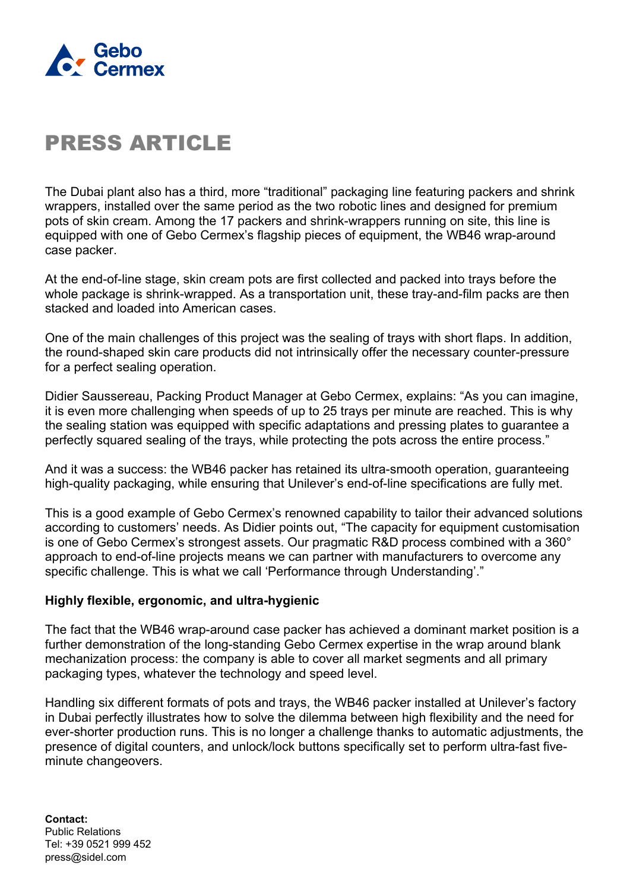# PRESS ARTICLE

The Dubai plant also has a third, more “traditional” packaging line featuring packers and shrink wrappers, installed over the same period as the two robotic lines and designed for premium pots of skin cream. Among the 17 packers and shrink-wrappers running on site, this line is equipped with one of Gebo Cermex’s flagship pieces of equipment, the WB46 wrap-around case packer.

At the end-of-line stage, skin cream pots are first collected and packed into trays before the whole package is shrink-wrapped. As a transportation unit, these tray-and-film packs are then stacked and loaded into American cases.

One of the main challenges of this project was the sealing of trays with short flaps. In addition, the round-shaped skin care products did not intrinsically offer the necessary counter-pressure for a perfect sealing operation.

Didier Saussereau, Packing Product Manager at Gebo Cermex, explains: “As you can imagine, it is even more challenging when speeds of up to 25 trays per minute are reached. This is why the sealing station was equipped with specific adaptations and pressing plates to guarantee a perfectly squared sealing of the trays, while protecting the pots across the entire process.”

And it was a success: the WB46 packer has retained its ultra-smooth operation, guaranteeing high-quality packaging, while ensuring that Unilever’s end-of-line specifications are fully met.

This is a good example of Gebo Cermex’s renowned capability to tailor their advanced solutions according to customers’ needs. As Didier points out, “The capacity for equipment customisation is one of Gebo Cermex’s strongest assets. Our pragmatic R&D process combined with a 360° approach to end-of-line projects means we can partner with manufacturers to overcome any specific challenge. This is what we call ‘Performance through Understanding’.”

**Highly flexible, ergonomic, and ultra-hygienic**

The fact that the WB46 wrap-around case packer has achieved a dominant market position is a further demonstration of the long-standing Gebo Cermex expertise in the wrap around blank mechanization process: the company is able to cover all market segments and all primary packaging types, whatever the technology and speed level.

Handling six different formats of pots and trays, the WB46 packer installed at Unilever’s factory in Dubai perfectly illustrates how to solve the dilemma between high flexibility and the need for ever-shorter production runs. This is no longer a challenge thanks to automatic adjustments, the presence of digital counters, and unlock/lock buttons specifically set to perform ultra-fast five-minute changeovers.

**Contact:**
Public Relations
Tel: +39 0521 999 452
press@sidel.com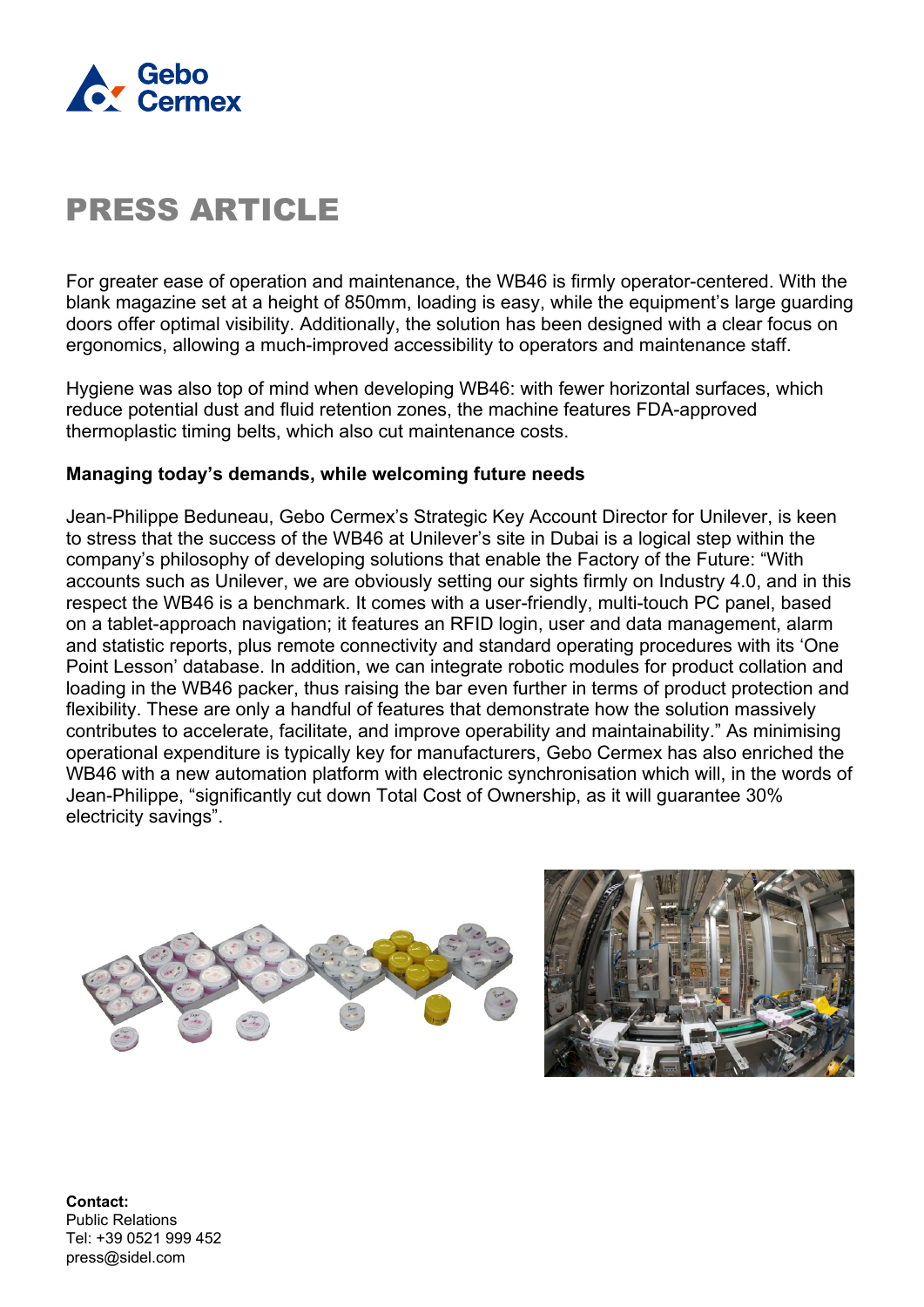# PRESS ARTICLE

For greater ease of operation and maintenance, the WB46 is firmly operator-centered. With the blank magazine set at a height of 850mm, loading is easy, while the equipment's large guarding doors offer optimal visibility. Additionally, the solution has been designed with a clear focus on ergonomics, allowing a much-improved accessibility to operators and maintenance staff.

Hygiene was also top of mind when developing WB46: with fewer horizontal surfaces, which reduce potential dust and fluid retention zones, the machine features FDA-approved thermoplastic timing belts, which also cut maintenance costs.

**Managing today's demands, while welcoming future needs**

Jean-Philippe Beduneau, Gebo Cermex's Strategic Key Account Director for Unilever, is keen to stress that the success of the WB46 at Unilever's site in Dubai is a logical step within the company's philosophy of developing solutions that enable the Factory of the Future: "With accounts such as Unilever, we are obviously setting our sights firmly on Industry 4.0, and in this respect the WB46 is a benchmark. It comes with a user-friendly, multi-touch PC panel, based on a tablet-approach navigation; it features an RFID login, user and data management, alarm and statistic reports, plus remote connectivity and standard operating procedures with its 'One Point Lesson' database. In addition, we can integrate robotic modules for product collation and loading in the WB46 packer, thus raising the bar even further in terms of product protection and flexibility. These are only a handful of features that demonstrate how the solution massively contributes to accelerate, facilitate, and improve operability and maintainability." As minimising operational expenditure is typically key for manufacturers, Gebo Cermex has also enriched the WB46 with a new automation platform with electronic synchronisation which will, in the words of Jean-Philippe, "significantly cut down Total Cost of Ownership, as it will guarantee 30% electricity savings".

**Contact:**
Public Relations
Tel: +39 0521 999 452
press@sidel.com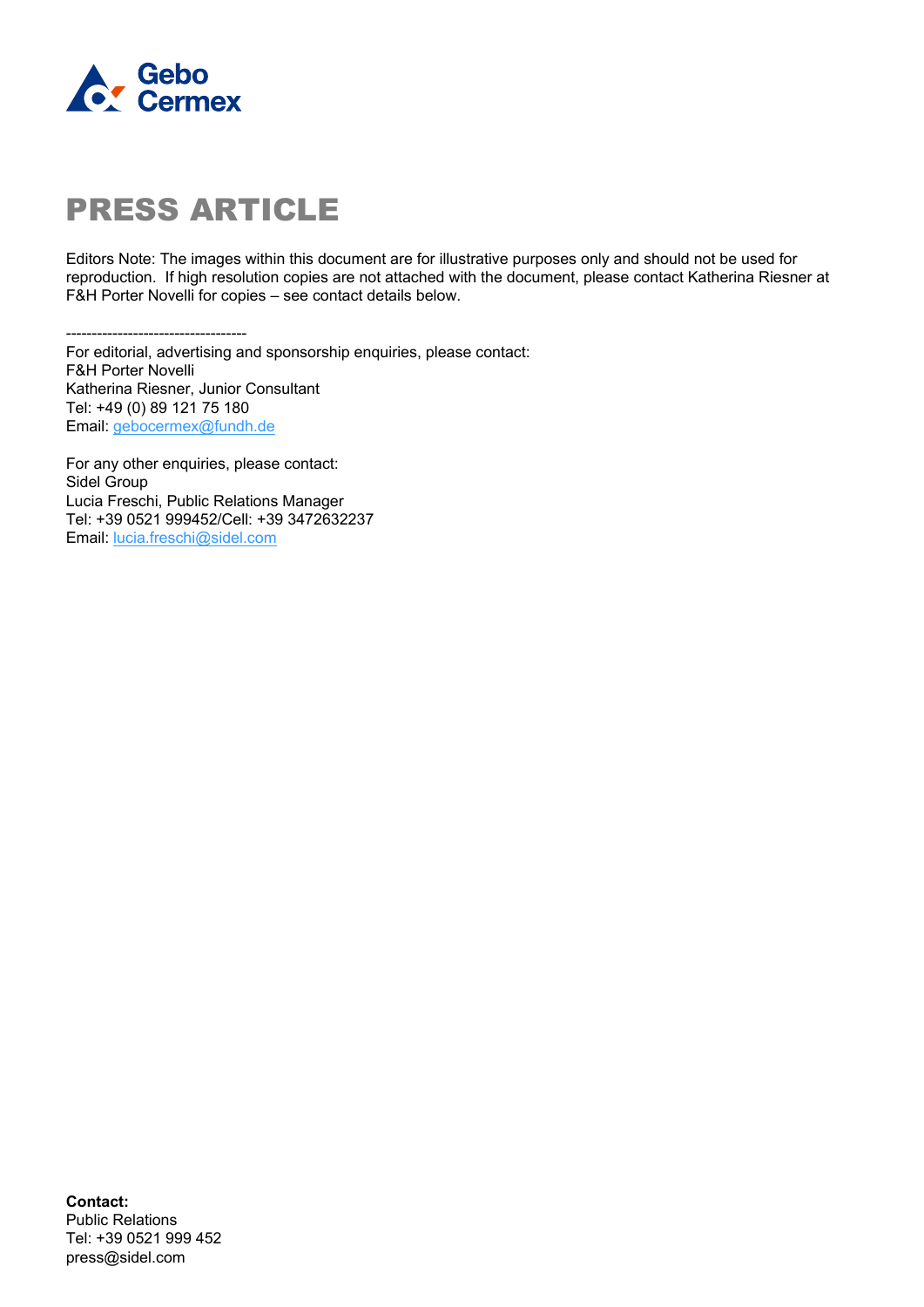# PRESS ARTICLE

Editors Note: The images within this document are for illustrative purposes only and should not be used for reproduction. If high resolution copies are not attached with the document, please contact Katherina Riesner at F&H Porter Novelli for copies – see contact details below.

-----------------------------------

For editorial, advertising and sponsorship enquiries, please contact:
F&H Porter Novelli
Katherina Riesner, Junior Consultant
Tel: +49 (0) 89 121 75 180
Email: gebocermex@fundh.de

For any other enquiries, please contact:
Sidel Group
Lucia Freschi, Public Relations Manager
Tel: +39 0521 999452/Cell: +39 3472632237
Email: lucia.freschi@sidel.com

**Contact:**
Public Relations
Tel: +39 0521 999 452
press@sidel.com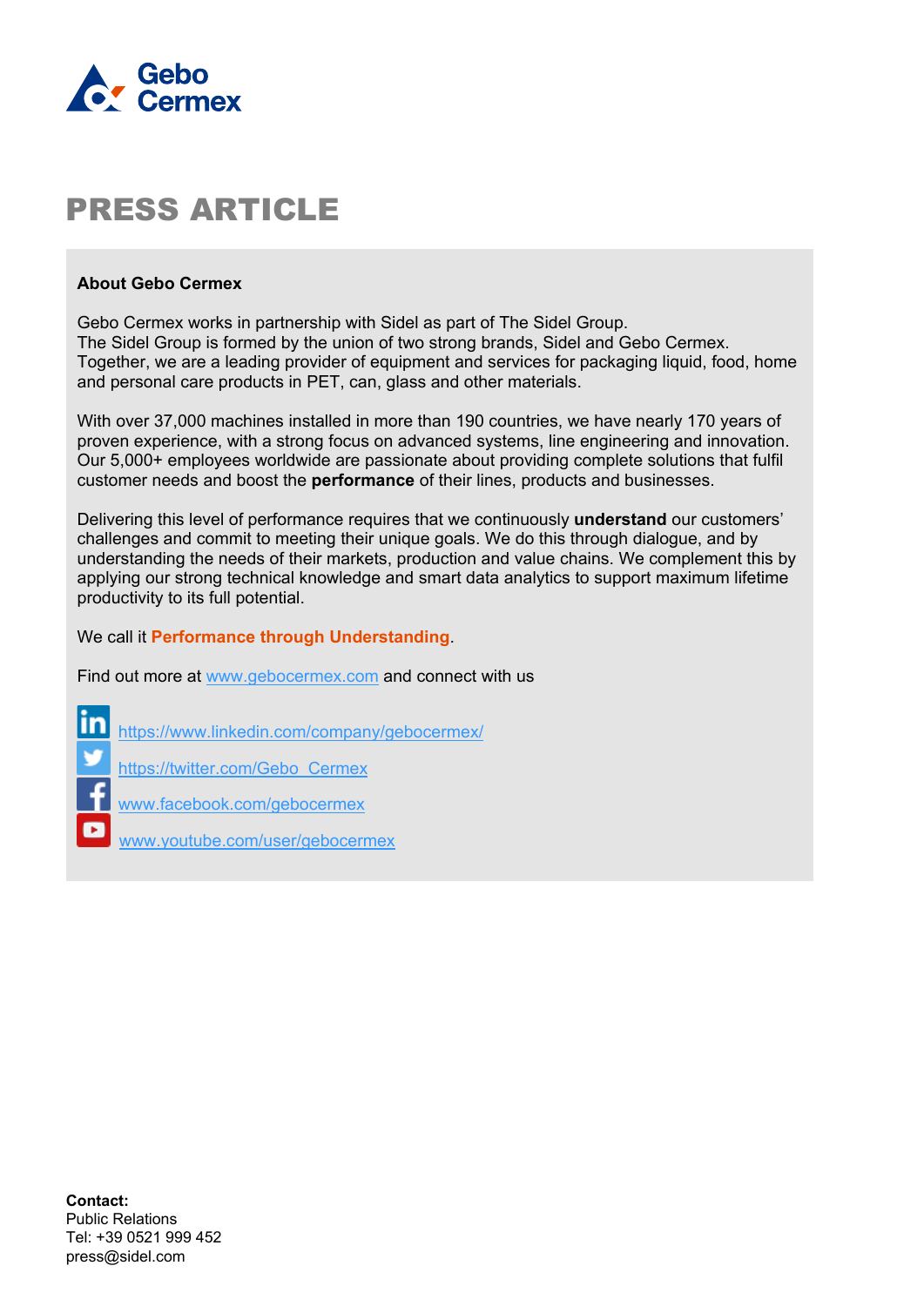# PRESS ARTICLE

**About Gebo Cermex**

Gebo Cermex works in partnership with Sidel as part of The Sidel Group.
The Sidel Group is formed by the union of two strong brands, Sidel and Gebo Cermex. Together, we are a leading provider of equipment and services for packaging liquid, food, home and personal care products in PET, can, glass and other materials.

With over 37,000 machines installed in more than 190 countries, we have nearly 170 years of proven experience, with a strong focus on advanced systems, line engineering and innovation. Our 5,000+ employees worldwide are passionate about providing complete solutions that fulfil customer needs and boost the **performance** of their lines, products and businesses.

Delivering this level of performance requires that we continuously **understand** our customers' challenges and commit to meeting their unique goals. We do this through dialogue, and by understanding the needs of their markets, production and value chains. We complement this by applying our strong technical knowledge and smart data analytics to support maximum lifetime productivity to its full potential.

We call it **Performance through Understanding**.

Find out more at www.gebocermex.com and connect with us

https://www.linkedin.com/company/gebocermex/

https://twitter.com/Gebo_Cermex

www.facebook.com/gebocermex

www.youtube.com/user/gebocermex

**Contact:**
Public Relations
Tel: +39 0521 999 452
press@sidel.com